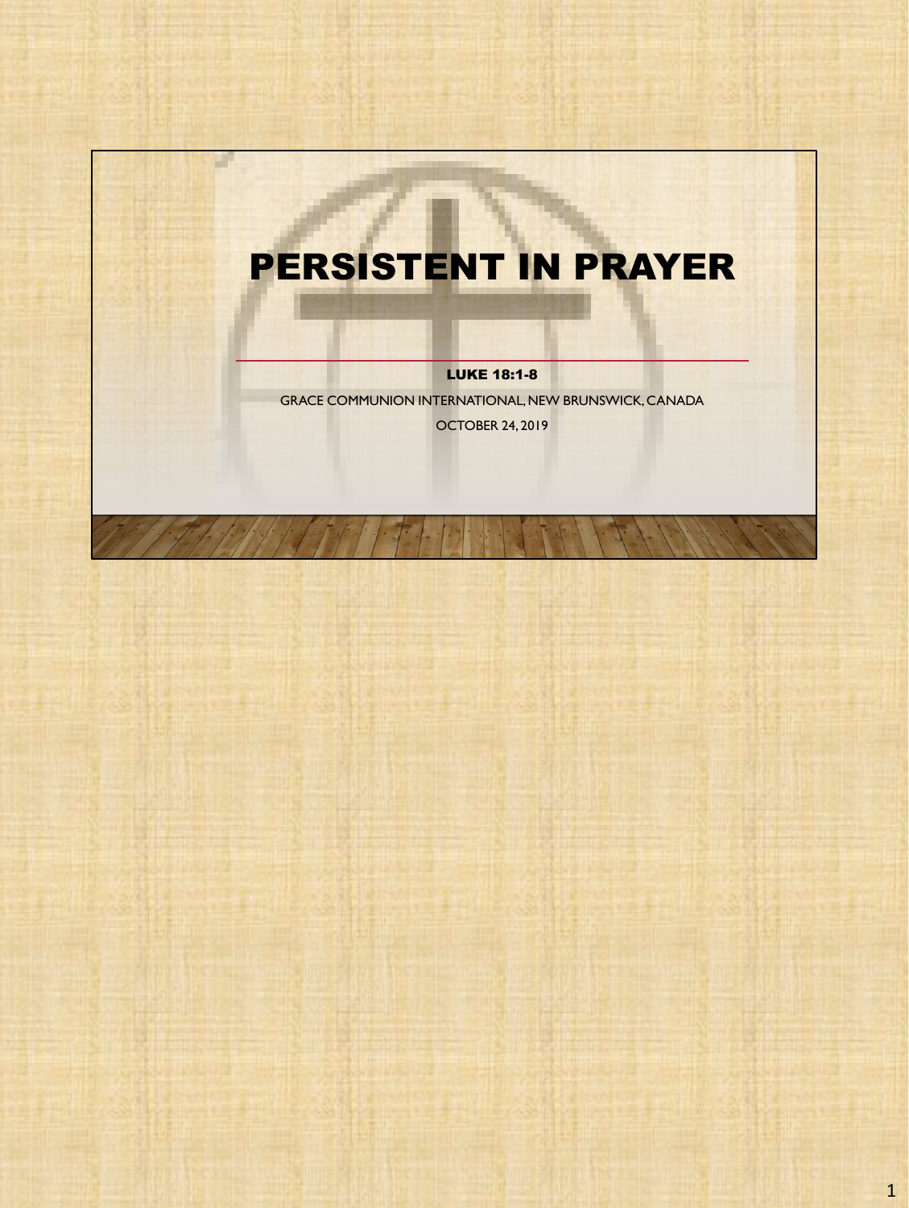# PERSISTENT IN PRAYER

**LUKE 18:1-8**

GRACE COMMUNION INTERNATIONAL, NEW BRUNSWICK, CANADA

OCTOBER 24, 2019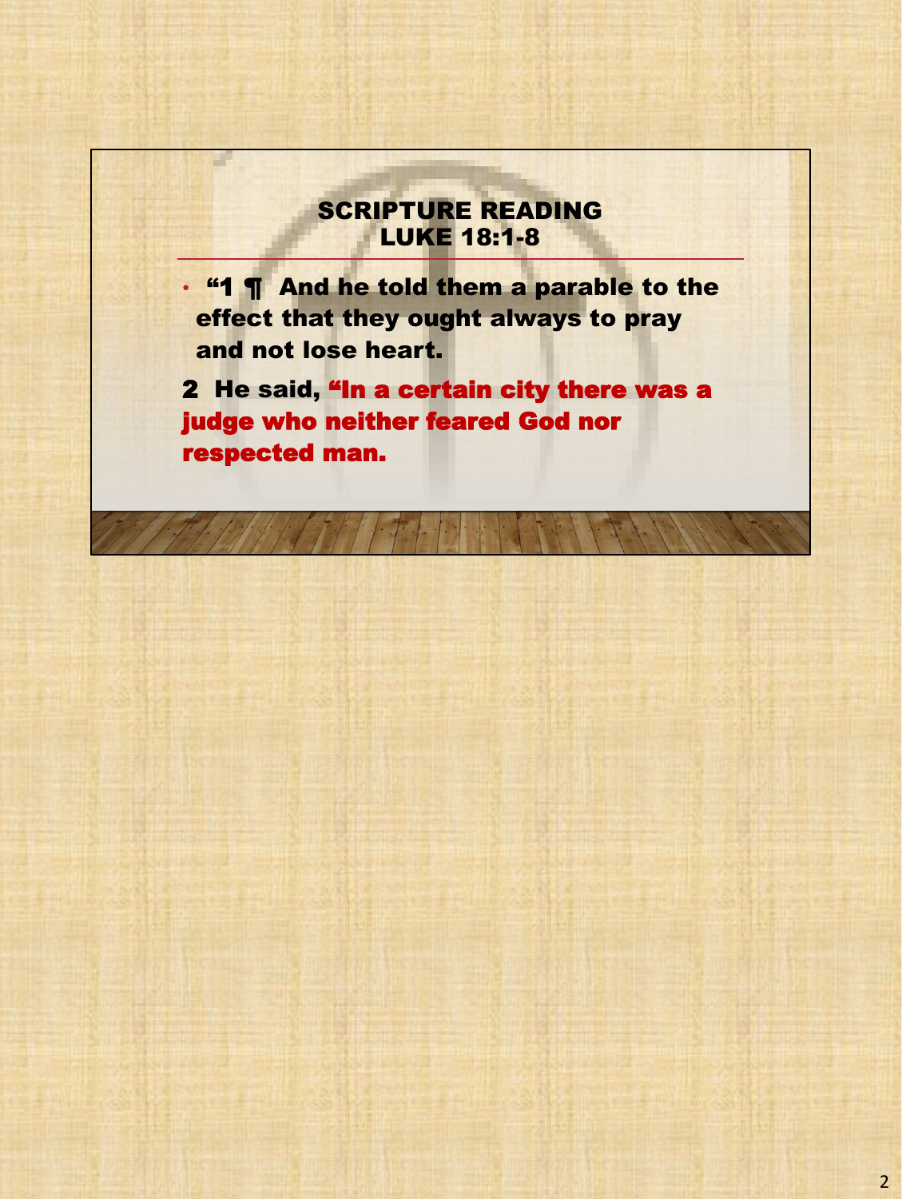## SCRIPTURE READING
## LUKE 18:1-8

- **"1 ¶ And he told them a parable to the effect that they ought always to pray and not lose heart.**

**2 He said, "In a certain city there was a judge who neither feared God nor respected man.**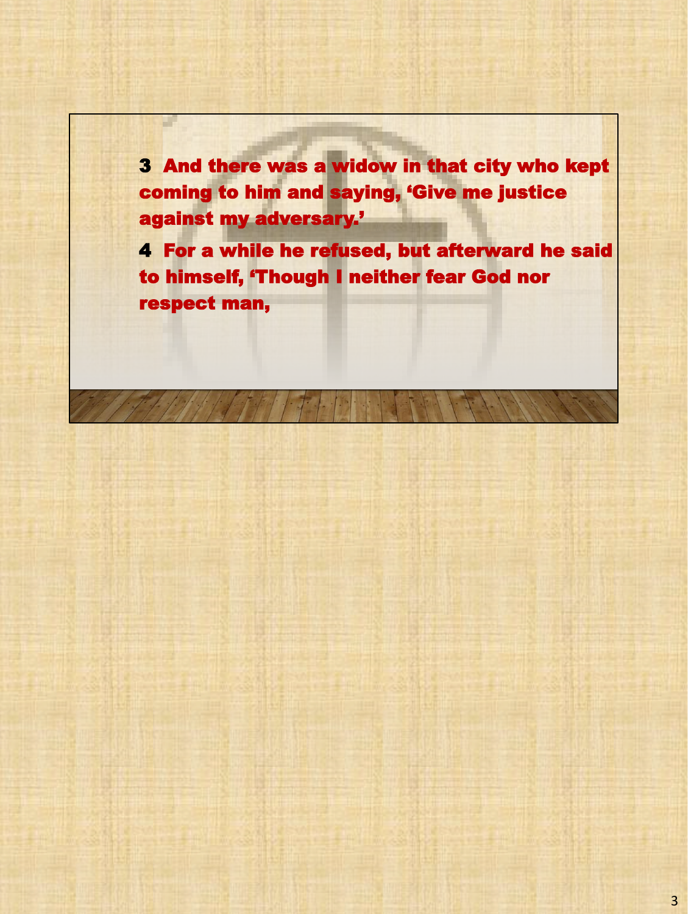**3** And there was a widow in that city who kept coming to him and saying, 'Give me justice against my adversary.'

**4** For a while he refused, but afterward he said to himself, 'Though I neither fear God nor respect man,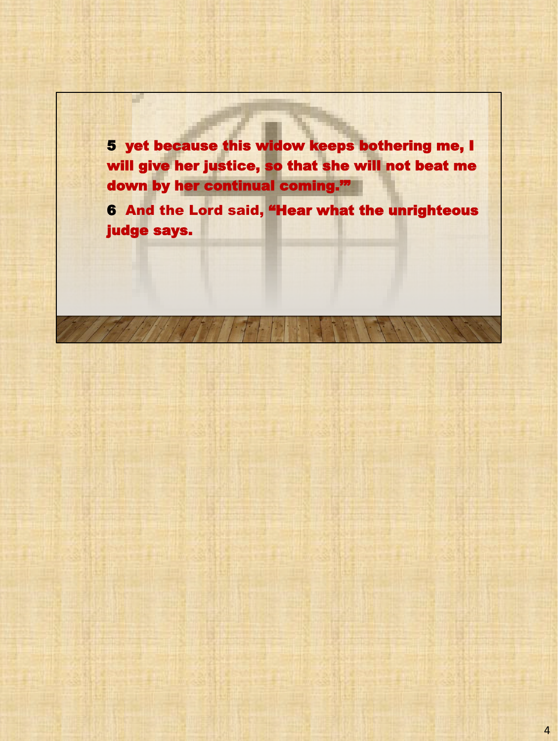**5** yet because this widow keeps bothering me, I will give her justice, so that she will not beat me down by her continual coming.'"

**6** And the Lord said, "Hear what the unrighteous judge says.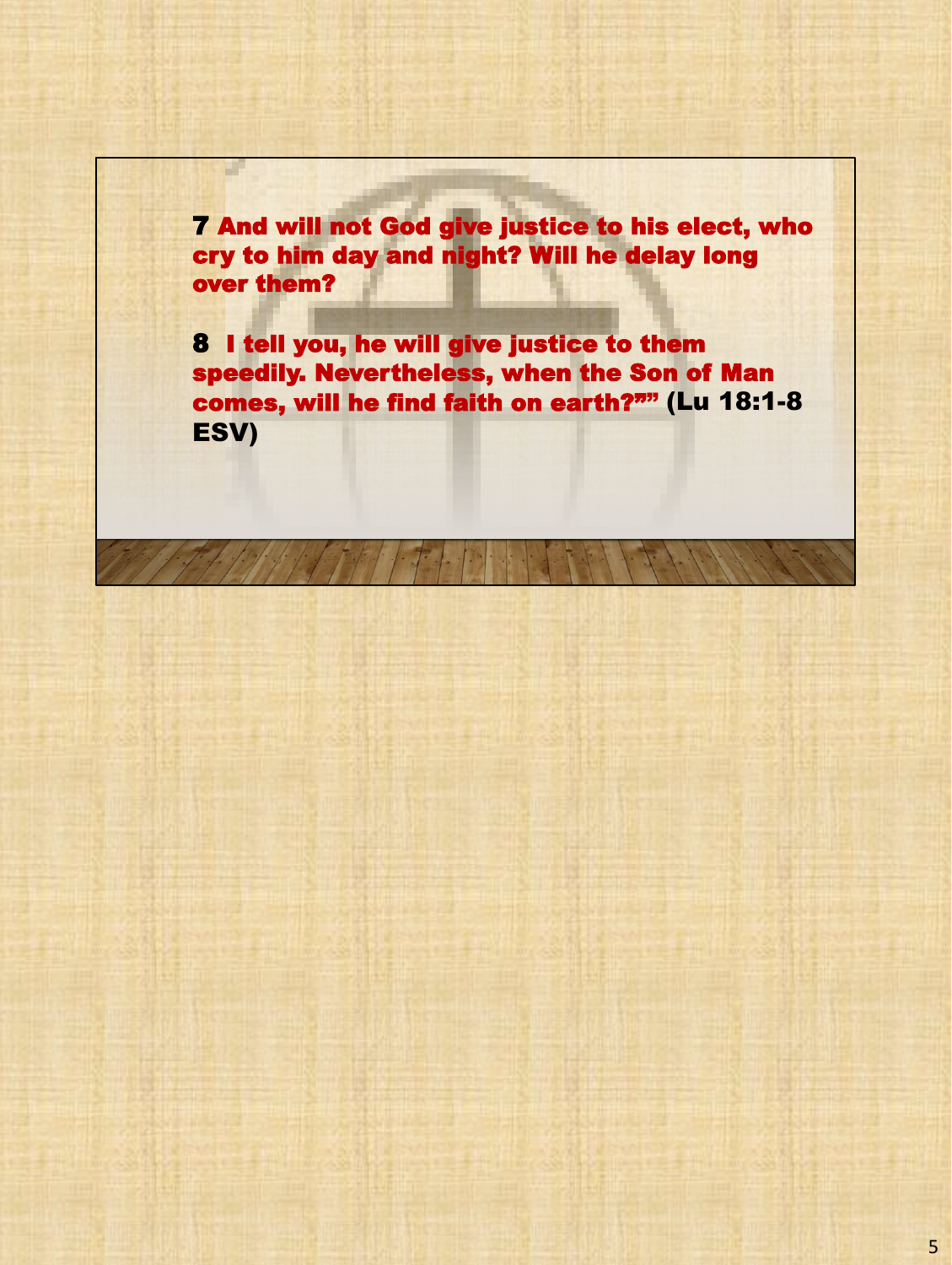**7** **And will not God give justice to his elect, who cry to him day and night? Will he delay long over them?**

**8** **I tell you, he will give justice to them speedily. Nevertheless, when the Son of Man comes, will he find faith on earth?""** **(Lu 18:1-8 ESV)**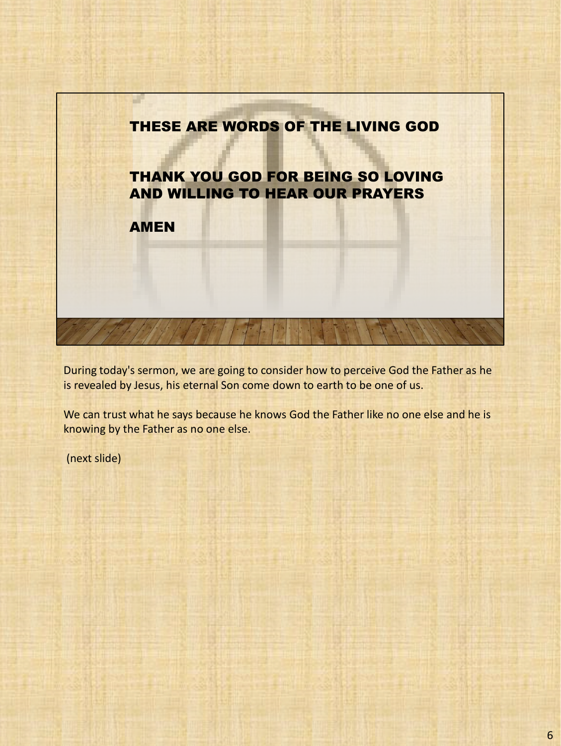THESE ARE WORDS OF THE LIVING GOD

THANK YOU GOD FOR BEING SO LOVING AND WILLING TO HEAR OUR PRAYERS

AMEN

During today's sermon, we are going to consider how to perceive God the Father as he is revealed by Jesus, his eternal Son come down to earth to be one of us.

We can trust what he says because he knows God the Father like no one else and he is knowing by the Father as no one else.

(next slide)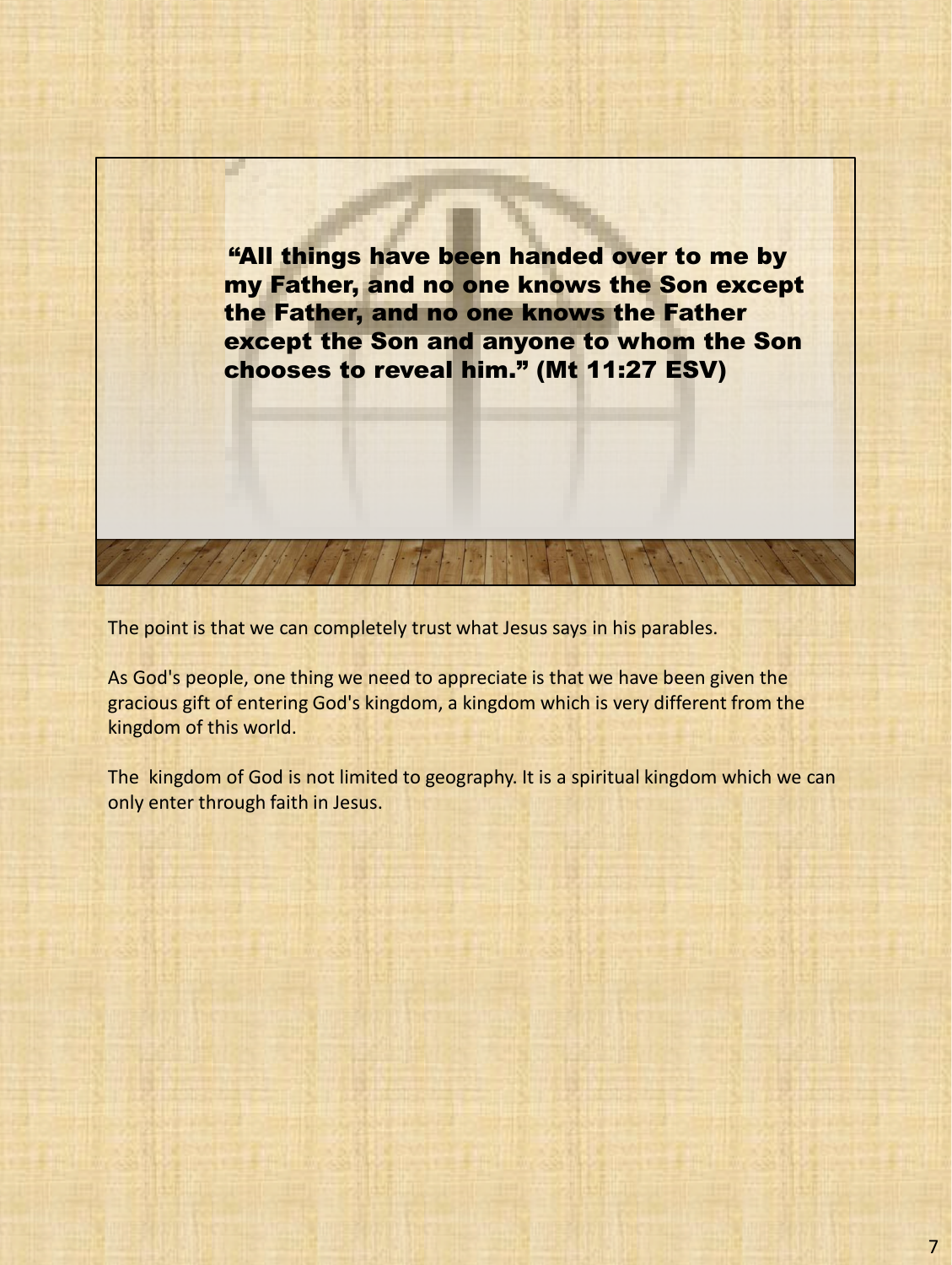**"All things have been handed over to me by my Father, and no one knows the Son except the Father, and no one knows the Father except the Son and anyone to whom the Son chooses to reveal him." (Mt 11:27 ESV)**

The point is that we can completely trust what Jesus says in his parables.

As God's people, one thing we need to appreciate is that we have been given the gracious gift of entering God's kingdom, a kingdom which is very different from the kingdom of this world.

The kingdom of God is not limited to geography. It is a spiritual kingdom which we can only enter through faith in Jesus.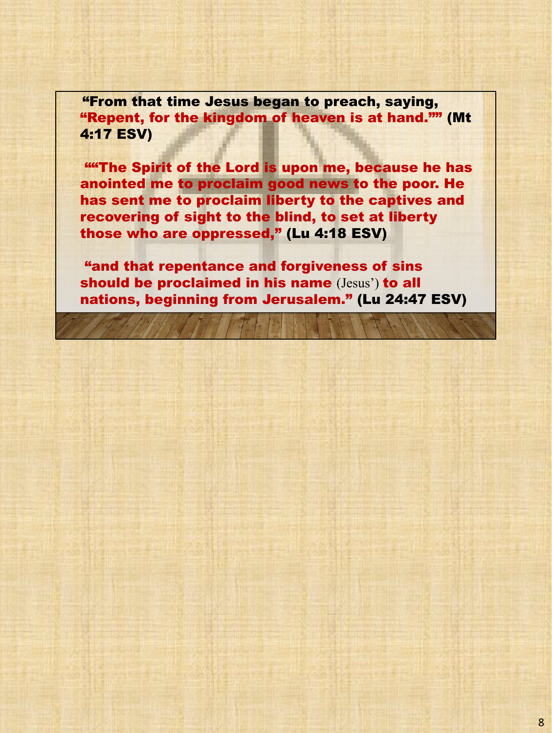"From that time Jesus began to preach, saying, "Repent, for the kingdom of heaven is at hand."" (Mt 4:17 ESV)

""The Spirit of the Lord is upon me, because he has anointed me to proclaim good news to the poor. He has sent me to proclaim liberty to the captives and recovering of sight to the blind, to set at liberty those who are oppressed," (Lu 4:18 ESV)

"and that repentance and forgiveness of sins should be proclaimed in his name (Jesus') to all nations, beginning from Jerusalem." (Lu 24:47 ESV)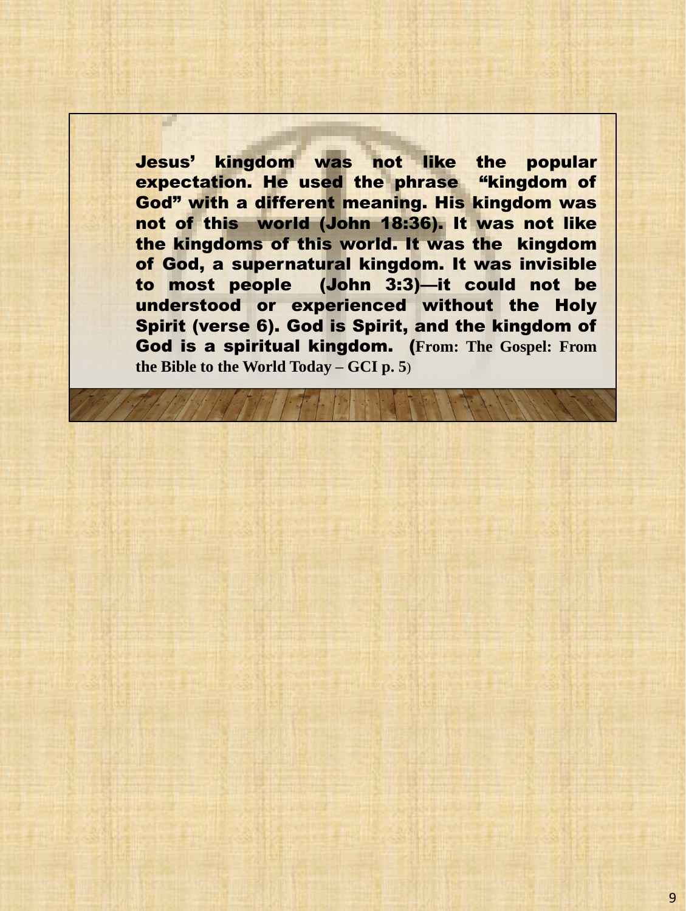**Jesus' kingdom was not like the popular expectation. He used the phrase "kingdom of God" with a different meaning. His kingdom was not of this world (John 18:36). It was not like the kingdoms of this world. It was the kingdom of God, a supernatural kingdom. It was invisible to most people (John 3:3)—it could not be understood or experienced without the Holy Spirit (verse 6). God is Spirit, and the kingdom of God is a spiritual kingdom.** (**From: The Gospel: From the Bible to the World Today – GCI p. 5**)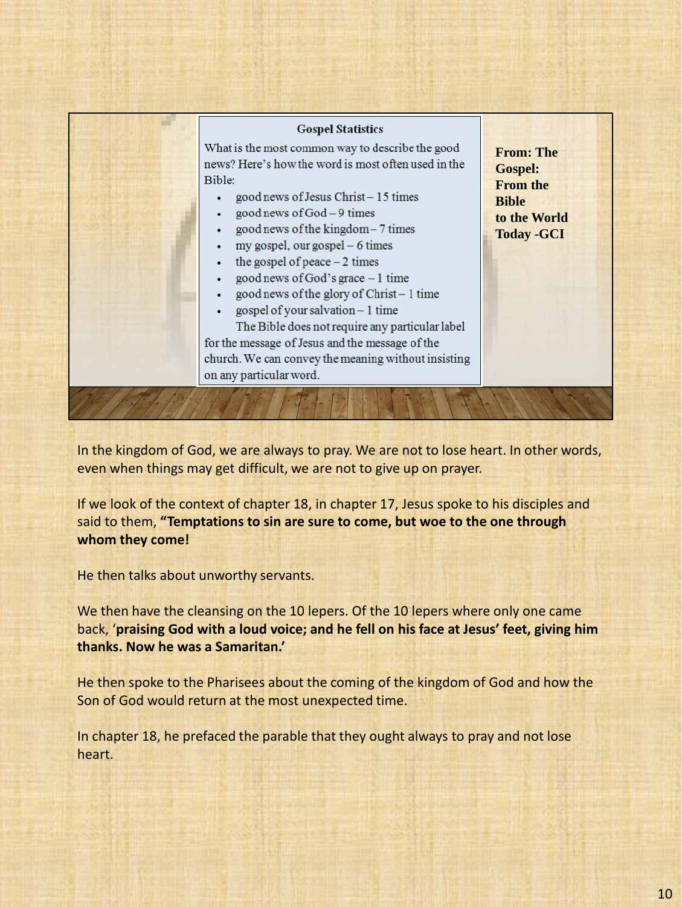**Gospel Statistics**

What is the most common way to describe the good news? Here's how the word is most often used in the Bible:

- good news of Jesus Christ – 15 times
- good news of God – 9 times
- good news of the kingdom – 7 times
- my gospel, our gospel – 6 times
- the gospel of peace – 2 times
- good news of God's grace – 1 time
- good news of the glory of Christ – 1 time
- gospel of your salvation – 1 time

The Bible does not require any particular label for the message of Jesus and the message of the church. We can convey the meaning without insisting on any particular word.

**From: The Gospel: From the Bible to the World Today -GCI**

In the kingdom of God, we are always to pray. We are not to lose heart. In other words, even when things may get difficult, we are not to give up on prayer.

If we look of the context of chapter 18, in chapter 17, Jesus spoke to his disciples and said to them, **"Temptations to sin are sure to come, but woe to the one through whom they come!**

He then talks about unworthy servants.

We then have the cleansing on the 10 lepers. Of the 10 lepers where only one came back, '**praising God with a loud voice; and he fell on his face at Jesus' feet, giving him thanks. Now he was a Samaritan.'**

He then spoke to the Pharisees about the coming of the kingdom of God and how the Son of God would return at the most unexpected time.

In chapter 18, he prefaced the parable that they ought always to pray and not lose heart.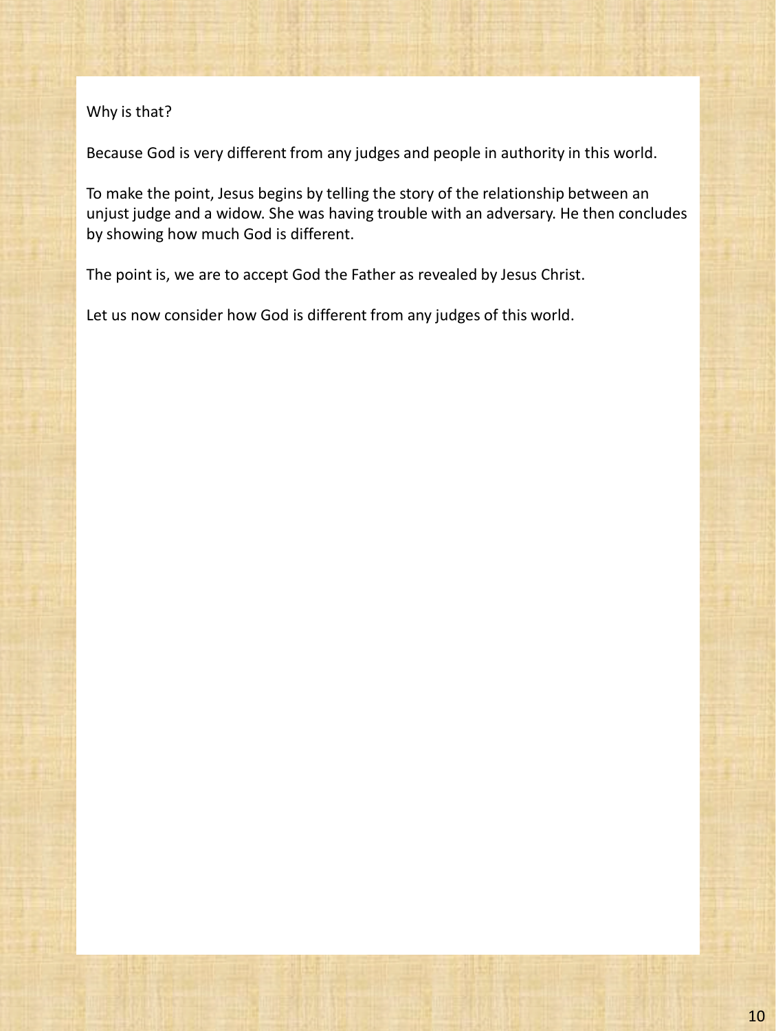Why is that?

Because God is very different from any judges and people in authority in this world.

To make the point, Jesus begins by telling the story of the relationship between an unjust judge and a widow. She was having trouble with an adversary. He then concludes by showing how much God is different.

The point is, we are to accept God the Father as revealed by Jesus Christ.

Let us now consider how God is different from any judges of this world.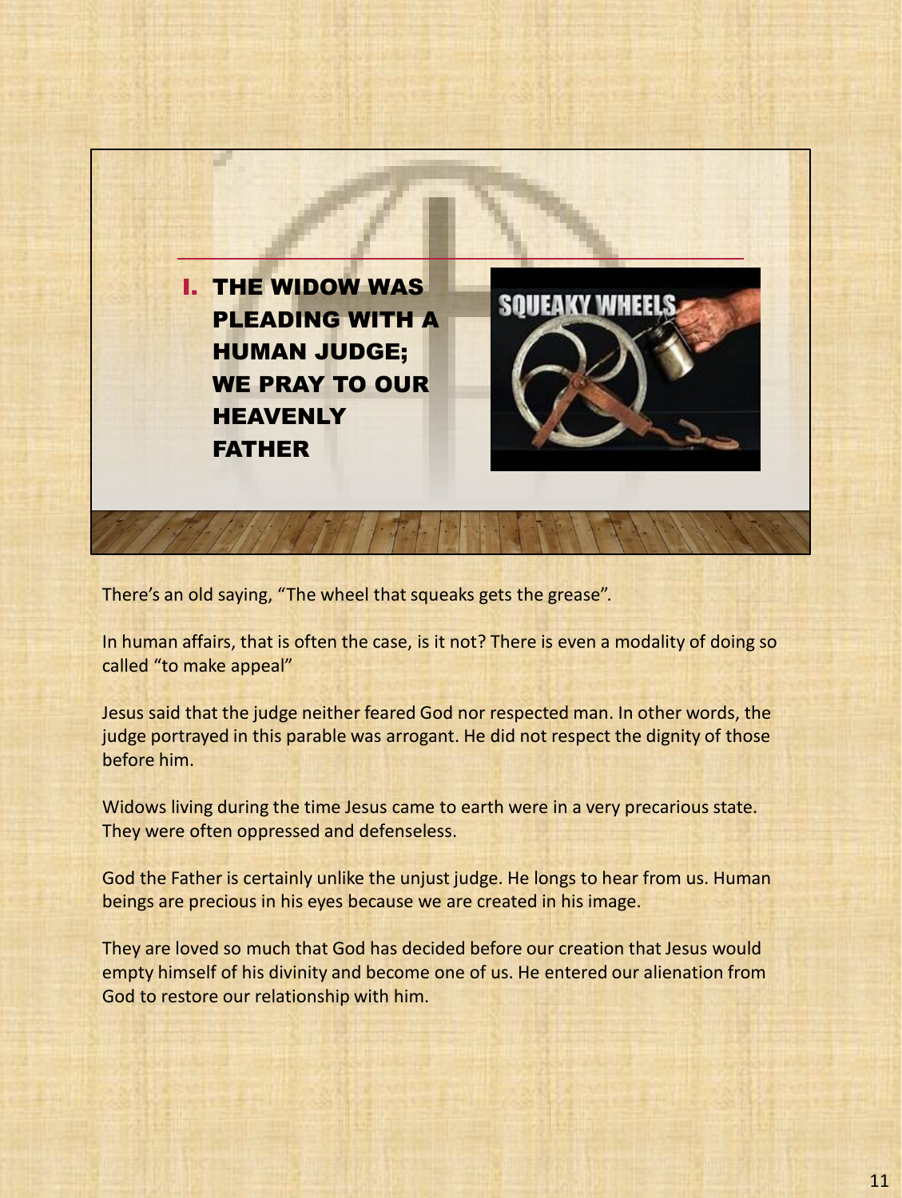## I. THE WIDOW WAS PLEADING WITH A HUMAN JUDGE; WE PRAY TO OUR HEAVENLY FATHER

SQUEAKY WHEELS

There's an old saying, "The wheel that squeaks gets the grease".

In human affairs, that is often the case, is it not? There is even a modality of doing so called "to make appeal"

Jesus said that the judge neither feared God nor respected man. In other words, the judge portrayed in this parable was arrogant. He did not respect the dignity of those before him.

Widows living during the time Jesus came to earth were in a very precarious state. They were often oppressed and defenseless.

God the Father is certainly unlike the unjust judge. He longs to hear from us. Human beings are precious in his eyes because we are created in his image.

They are loved so much that God has decided before our creation that Jesus would empty himself of his divinity and become one of us. He entered our alienation from God to restore our relationship with him.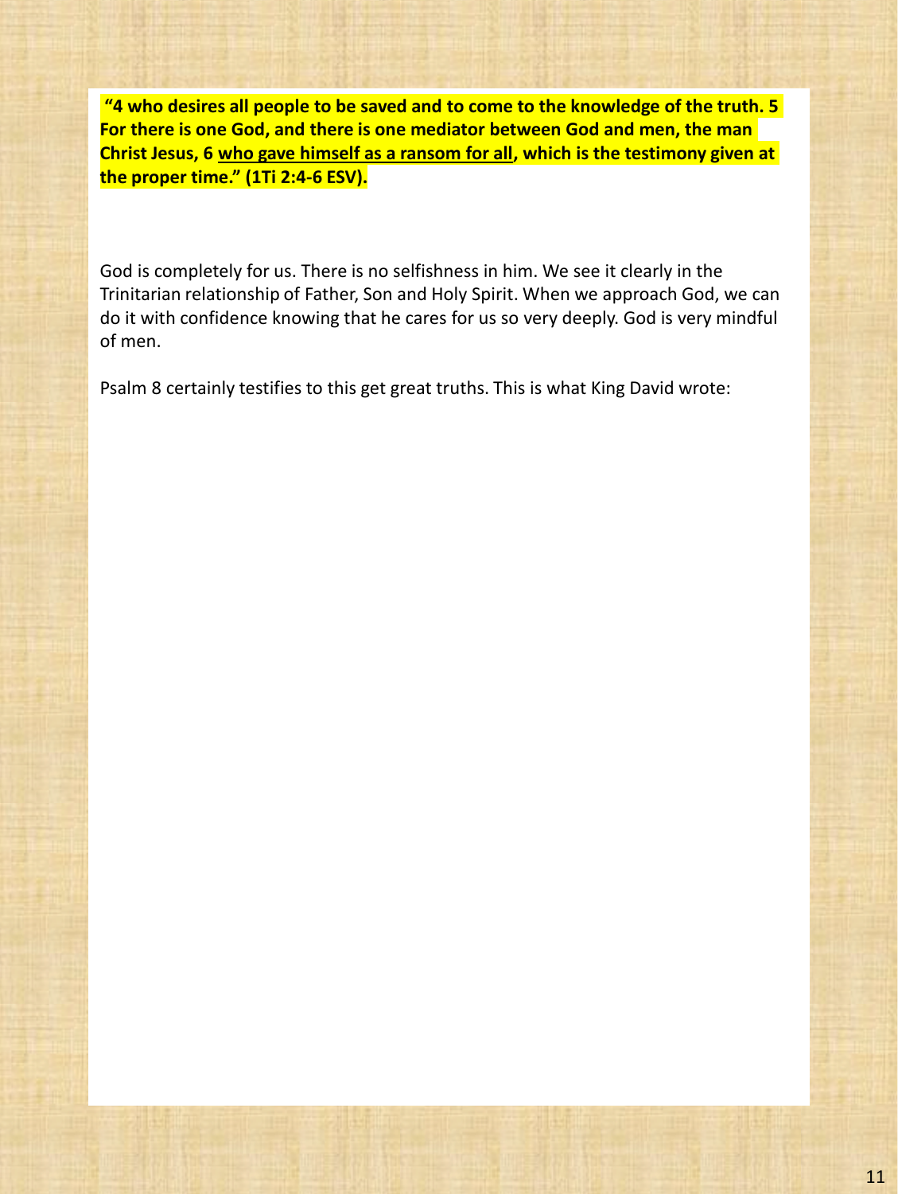**"4 who desires all people to be saved and to come to the knowledge of the truth. 5 For there is one God, and there is one mediator between God and men, the man Christ Jesus, 6 <u>who gave himself as a ransom for all</u>, which is the testimony given at the proper time." (1Ti 2:4-6 ESV).**

God is completely for us. There is no selfishness in him. We see it clearly in the Trinitarian relationship of Father, Son and Holy Spirit. When we approach God, we can do it with confidence knowing that he cares for us so very deeply. God is very mindful of men.

Psalm 8 certainly testifies to this get great truths. This is what King David wrote: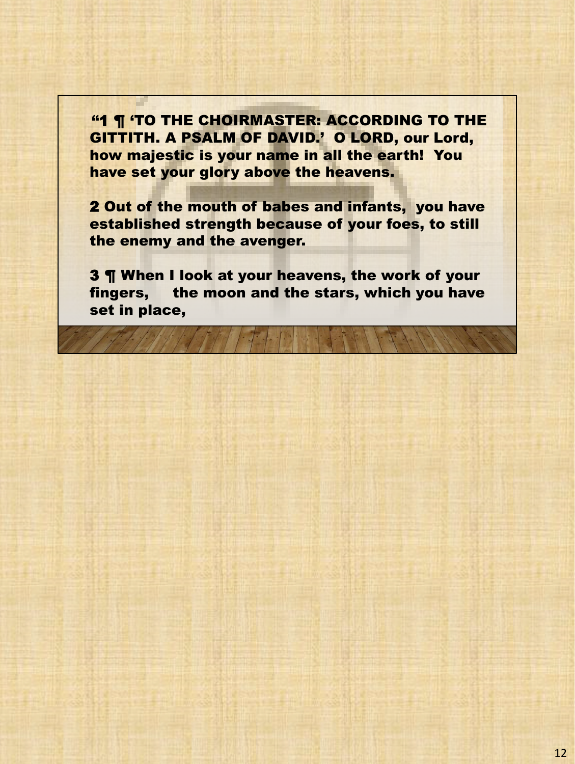**“1 ¶ ‘TO THE CHOIRMASTER: ACCORDING TO THE GITTITH. A PSALM OF DAVID.’ O LORD, our Lord, how majestic is your name in all the earth! You have set your glory above the heavens.**

**2 Out of the mouth of babes and infants, you have established strength because of your foes, to still the enemy and the avenger.**

**3 ¶ When I look at your heavens, the work of your fingers, the moon and the stars, which you have set in place,**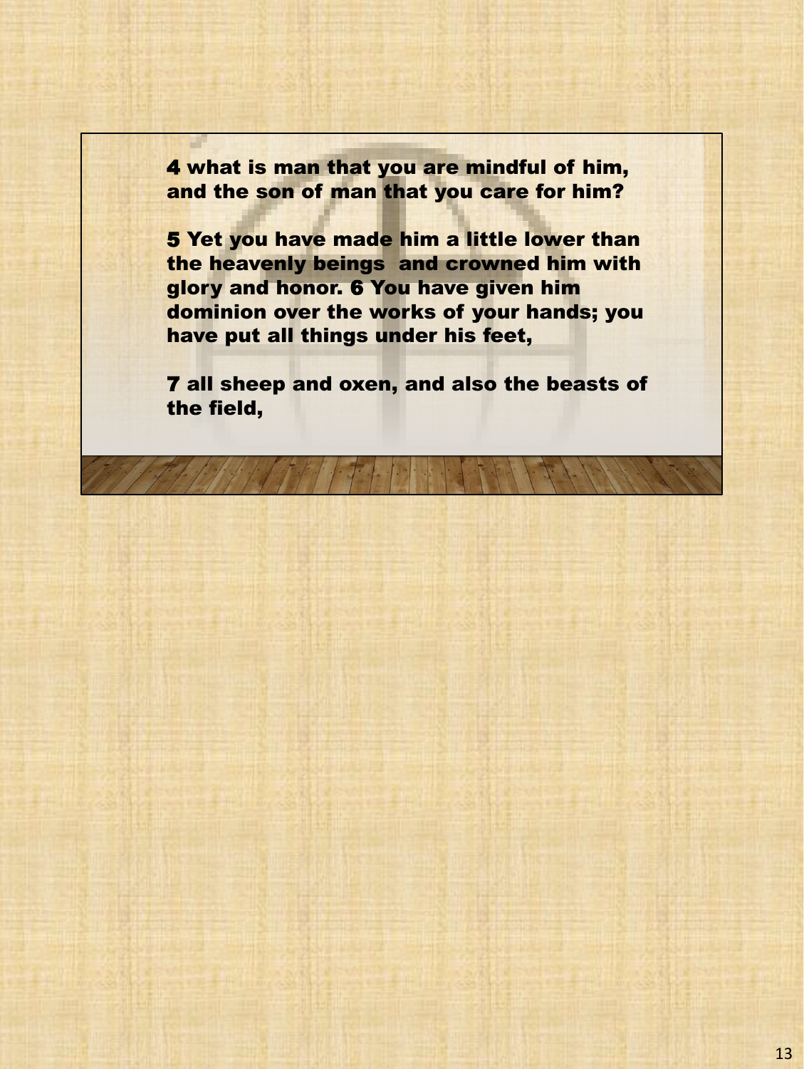**4** what is man that you are mindful of him, and the son of man that you care for him?

**5** Yet you have made him a little lower than the heavenly beings and crowned him with glory and honor. **6** You have given him dominion over the works of your hands; you have put all things under his feet,

**7** all sheep and oxen, and also the beasts of the field,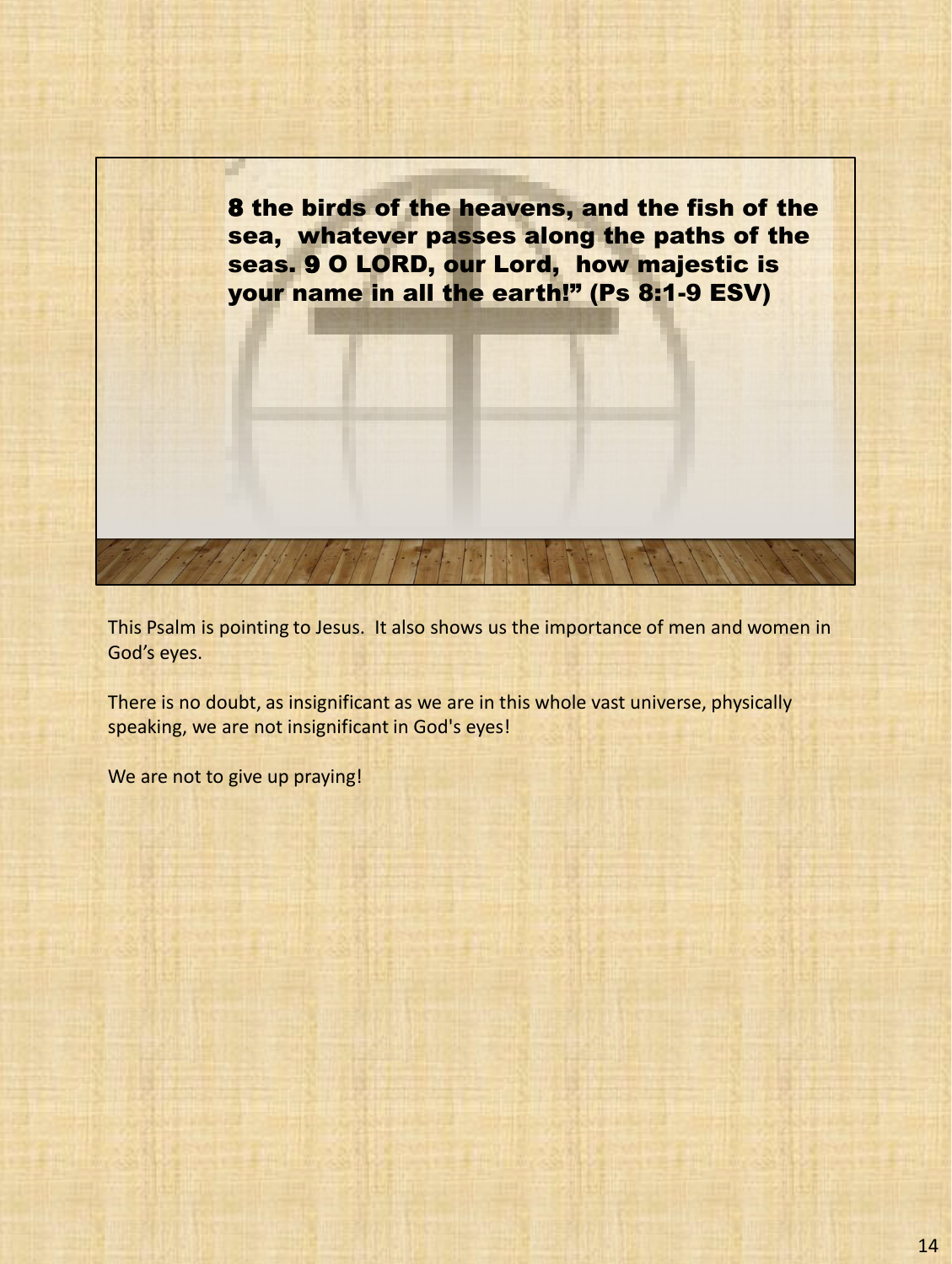**8 the birds of the heavens, and the fish of the sea, whatever passes along the paths of the seas. 9 O LORD, our Lord, how majestic is your name in all the earth!" (Ps 8:1-9 ESV)**

This Psalm is pointing to Jesus. It also shows us the importance of men and women in God's eyes.

There is no doubt, as insignificant as we are in this whole vast universe, physically speaking, we are not insignificant in God's eyes!

We are not to give up praying!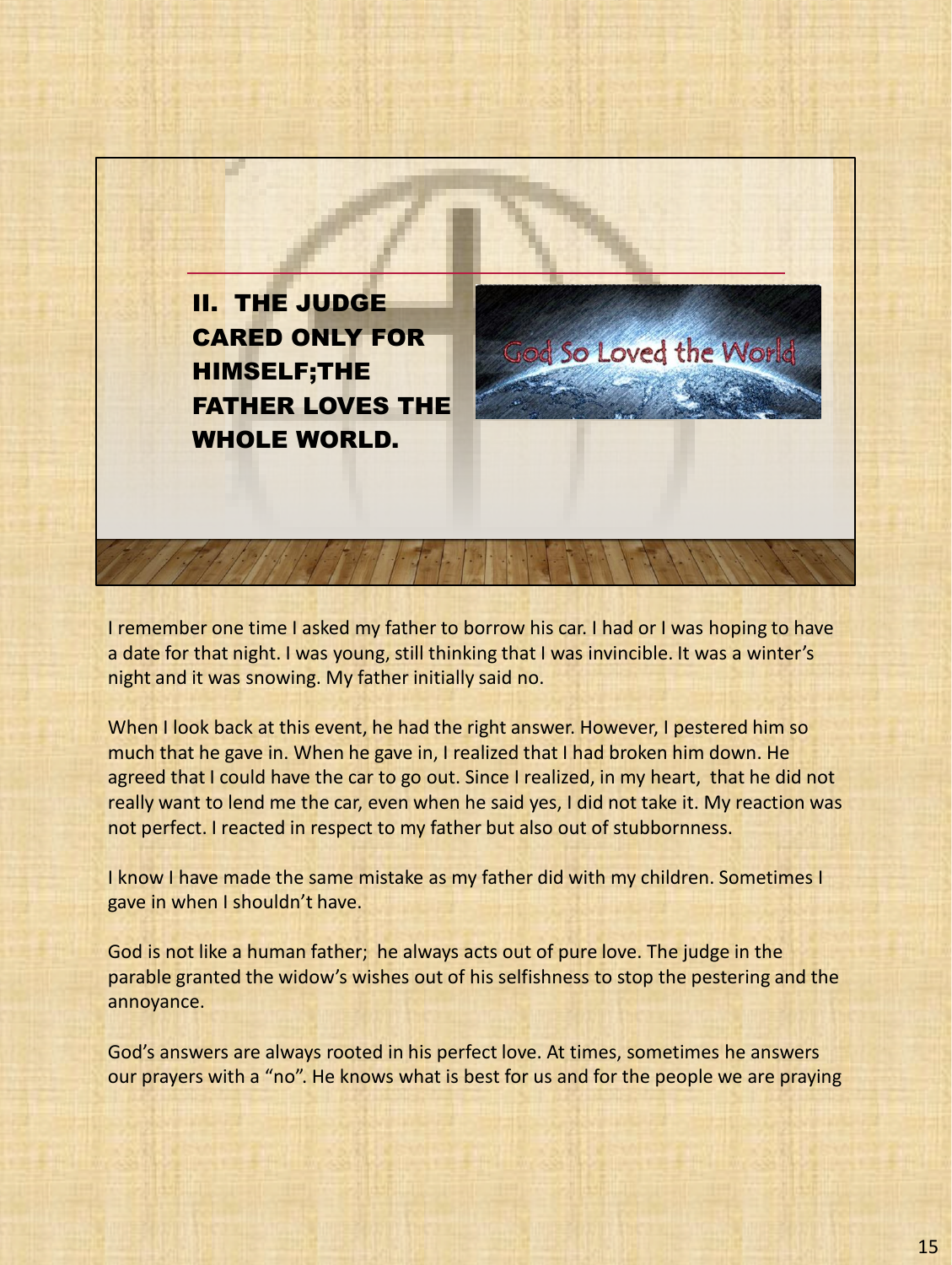## II. THE JUDGE CARED ONLY FOR HIMSELF;THE FATHER LOVES THE WHOLE WORLD.

God So Loved the World

I remember one time I asked my father to borrow his car. I had or I was hoping to have a date for that night. I was young, still thinking that I was invincible. It was a winter's night and it was snowing. My father initially said no.

When I look back at this event, he had the right answer. However, I pestered him so much that he gave in. When he gave in, I realized that I had broken him down. He agreed that I could have the car to go out. Since I realized, in my heart, that he did not really want to lend me the car, even when he said yes, I did not take it. My reaction was not perfect. I reacted in respect to my father but also out of stubbornness.

I know I have made the same mistake as my father did with my children. Sometimes I gave in when I shouldn't have.

God is not like a human father; he always acts out of pure love. The judge in the parable granted the widow's wishes out of his selfishness to stop the pestering and the annoyance.

God's answers are always rooted in his perfect love. At times, sometimes he answers our prayers with a "no". He knows what is best for us and for the people we are praying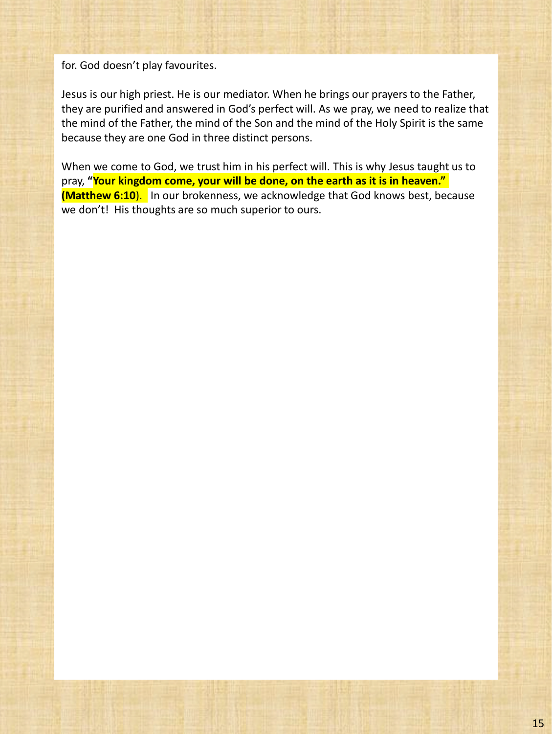for. God doesn't play favourites.

Jesus is our high priest. He is our mediator. When he brings our prayers to the Father, they are purified and answered in God's perfect will. As we pray, we need to realize that the mind of the Father, the mind of the Son and the mind of the Holy Spirit is the same because they are one God in three distinct persons.

When we come to God, we trust him in his perfect will. This is why Jesus taught us to pray, **"Your kingdom come, your will be done, on the earth as it is in heaven." (Matthew 6:10**). In our brokenness, we acknowledge that God knows best, because we don't! His thoughts are so much superior to ours.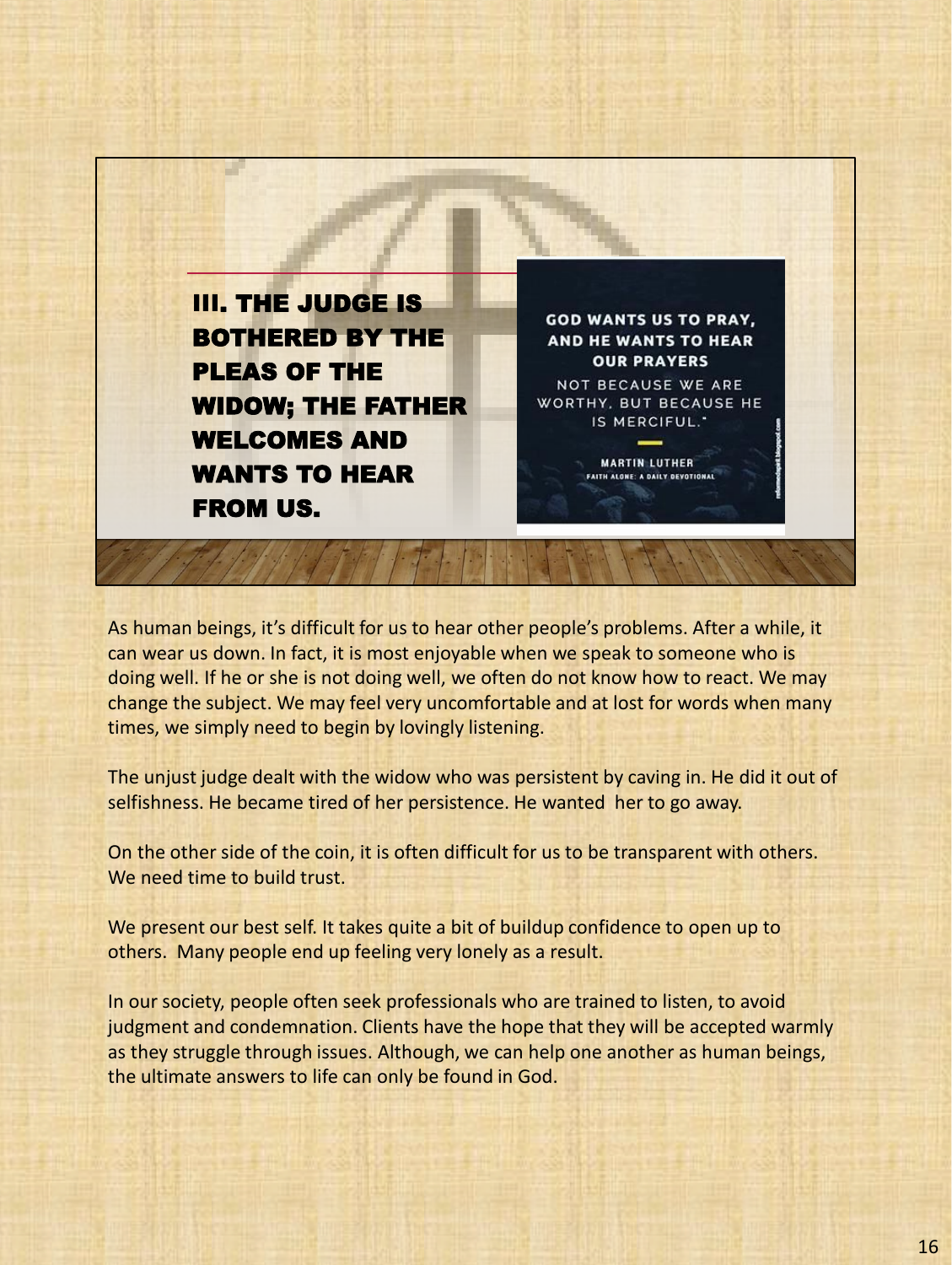## III. THE JUDGE IS BOTHERED BY THE PLEAS OF THE WIDOW; THE FATHER WELCOMES AND WANTS TO HEAR FROM US.

**GOD WANTS US TO PRAY, AND HE WANTS TO HEAR OUR PRAYERS**

NOT BECAUSE WE ARE WORTHY, BUT BECAUSE HE IS MERCIFUL."

MARTIN LUTHER
FAITH ALONE: A DAILY DEVOTIONAL

As human beings, it's difficult for us to hear other people's problems. After a while, it can wear us down. In fact, it is most enjoyable when we speak to someone who is doing well. If he or she is not doing well, we often do not know how to react. We may change the subject. We may feel very uncomfortable and at lost for words when many times, we simply need to begin by lovingly listening.

The unjust judge dealt with the widow who was persistent by caving in. He did it out of selfishness. He became tired of her persistence. He wanted her to go away.

On the other side of the coin, it is often difficult for us to be transparent with others. We need time to build trust.

We present our best self. It takes quite a bit of buildup confidence to open up to others. Many people end up feeling very lonely as a result.

In our society, people often seek professionals who are trained to listen, to avoid judgment and condemnation. Clients have the hope that they will be accepted warmly as they struggle through issues. Although, we can help one another as human beings, the ultimate answers to life can only be found in God.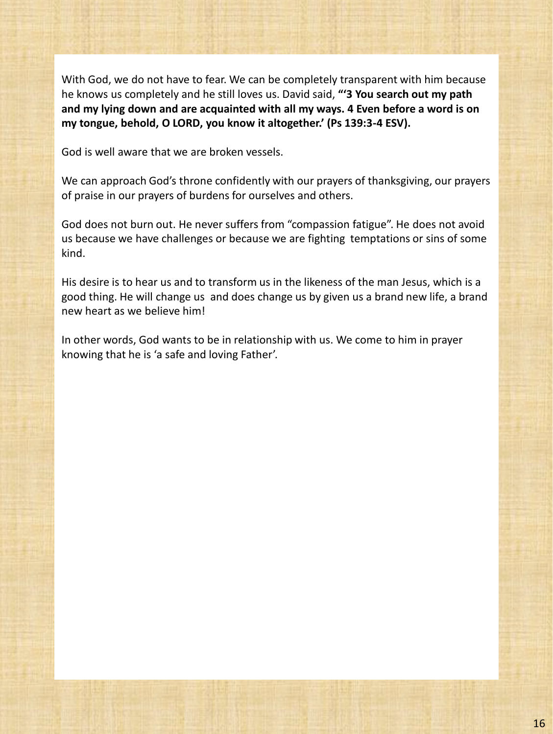With God, we do not have to fear. We can be completely transparent with him because he knows us completely and he still loves us. David said, **"'3 You search out my path and my lying down and are acquainted with all my ways. 4 Even before a word is on my tongue, behold, O LORD, you know it altogether.' (Ps 139:3-4 ESV).**

God is well aware that we are broken vessels.

We can approach God's throne confidently with our prayers of thanksgiving, our prayers of praise in our prayers of burdens for ourselves and others.

God does not burn out. He never suffers from "compassion fatigue". He does not avoid us because we have challenges or because we are fighting temptations or sins of some kind.

His desire is to hear us and to transform us in the likeness of the man Jesus, which is a good thing. He will change us and does change us by given us a brand new life, a brand new heart as we believe him!

In other words, God wants to be in relationship with us. We come to him in prayer knowing that he is 'a safe and loving Father'.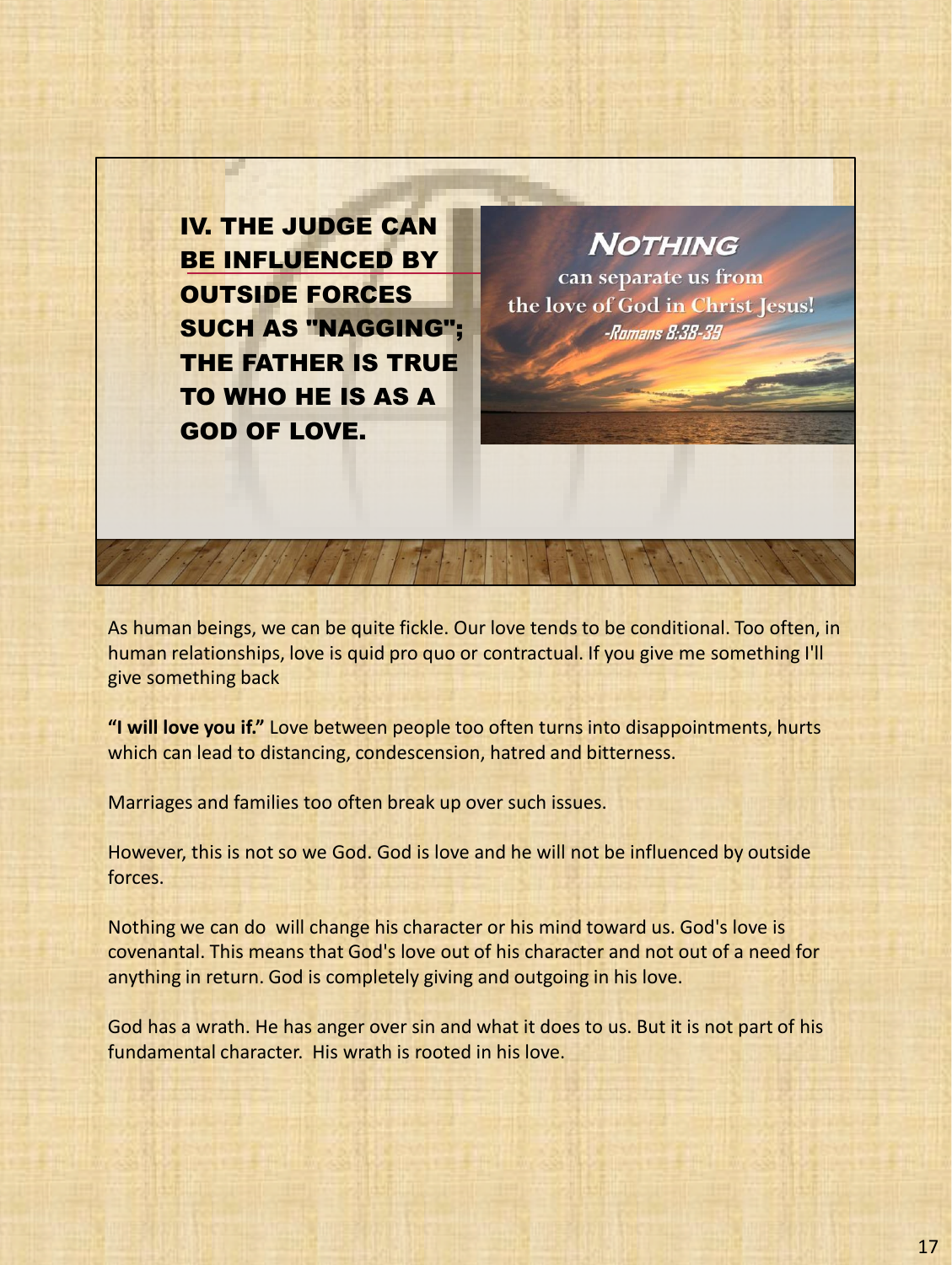## IV. THE JUDGE CAN BE INFLUENCED BY OUTSIDE FORCES SUCH AS "NAGGING"; THE FATHER IS TRUE TO WHO HE IS AS A GOD OF LOVE.

**NOTHING** can separate us from the love of God in Christ Jesus! -Romans 8:38-39

As human beings, we can be quite fickle. Our love tends to be conditional. Too often, in human relationships, love is quid pro quo or contractual. If you give me something I'll give something back

**"I will love you if."** Love between people too often turns into disappointments, hurts which can lead to distancing, condescension, hatred and bitterness.

Marriages and families too often break up over such issues.

However, this is not so we God. God is love and he will not be influenced by outside forces.

Nothing we can do will change his character or his mind toward us. God's love is covenantal. This means that God's love out of his character and not out of a need for anything in return. God is completely giving and outgoing in his love.

God has a wrath. He has anger over sin and what it does to us. But it is not part of his fundamental character. His wrath is rooted in his love.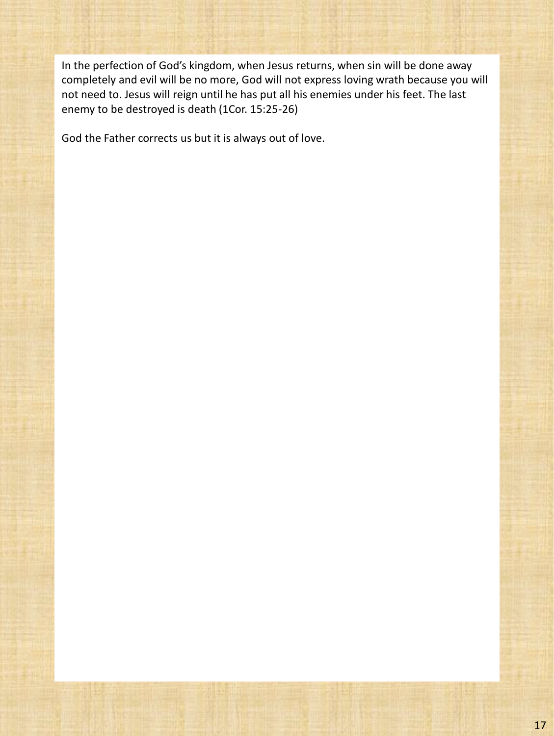In the perfection of God's kingdom, when Jesus returns, when sin will be done away completely and evil will be no more, God will not express loving wrath because you will not need to. Jesus will reign until he has put all his enemies under his feet. The last enemy to be destroyed is death (1Cor. 15:25-26)

God the Father corrects us but it is always out of love.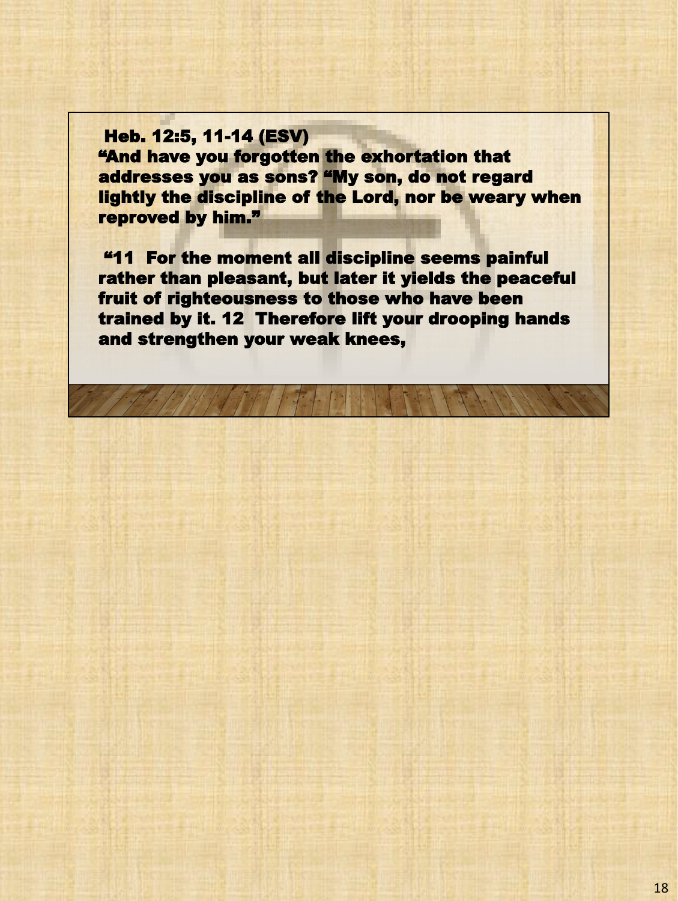**Heb. 12:5, 11-14 (ESV)**

**“And have you forgotten the exhortation that addresses you as sons? “My son, do not regard lightly the discipline of the Lord, nor be weary when reproved by him.”**

**“11 For the moment all discipline seems painful rather than pleasant, but later it yields the peaceful fruit of righteousness to those who have been trained by it. 12 Therefore lift your drooping hands and strengthen your weak knees,**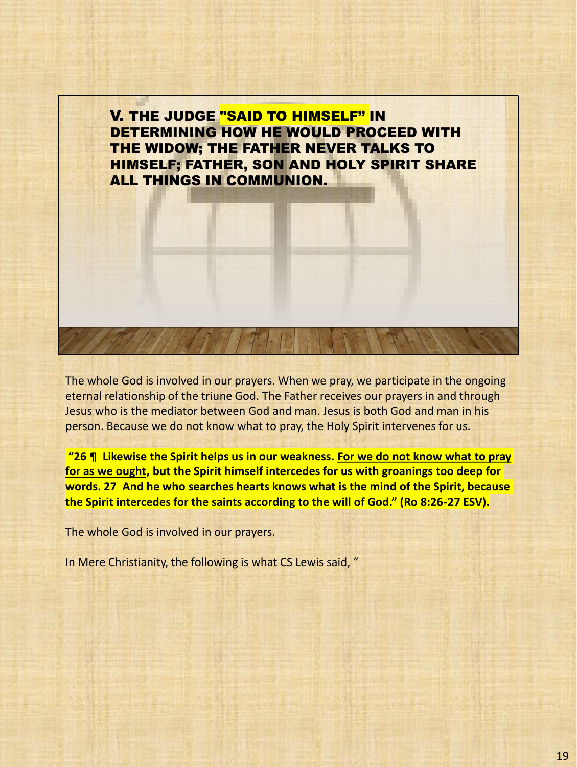## V. THE JUDGE "SAID TO HIMSELF" IN DETERMINING HOW HE WOULD PROCEED WITH THE WIDOW; THE FATHER NEVER TALKS TO HIMSELF; FATHER, SON AND HOLY SPIRIT SHARE ALL THINGS IN COMMUNION.

The whole God is involved in our prayers. When we pray, we participate in the ongoing eternal relationship of the triune God. The Father receives our prayers in and through Jesus who is the mediator between God and man. Jesus is both God and man in his person. Because we do not know what to pray, the Holy Spirit intervenes for us.

**"26 ¶ Likewise the Spirit helps us in our weakness. For we do not know what to pray for as we ought, but the Spirit himself intercedes for us with groanings too deep for words. 27 And he who searches hearts knows what is the mind of the Spirit, because the Spirit intercedes for the saints according to the will of God." (Ro 8:26-27 ESV).**

The whole God is involved in our prayers.

In Mere Christianity, the following is what CS Lewis said, "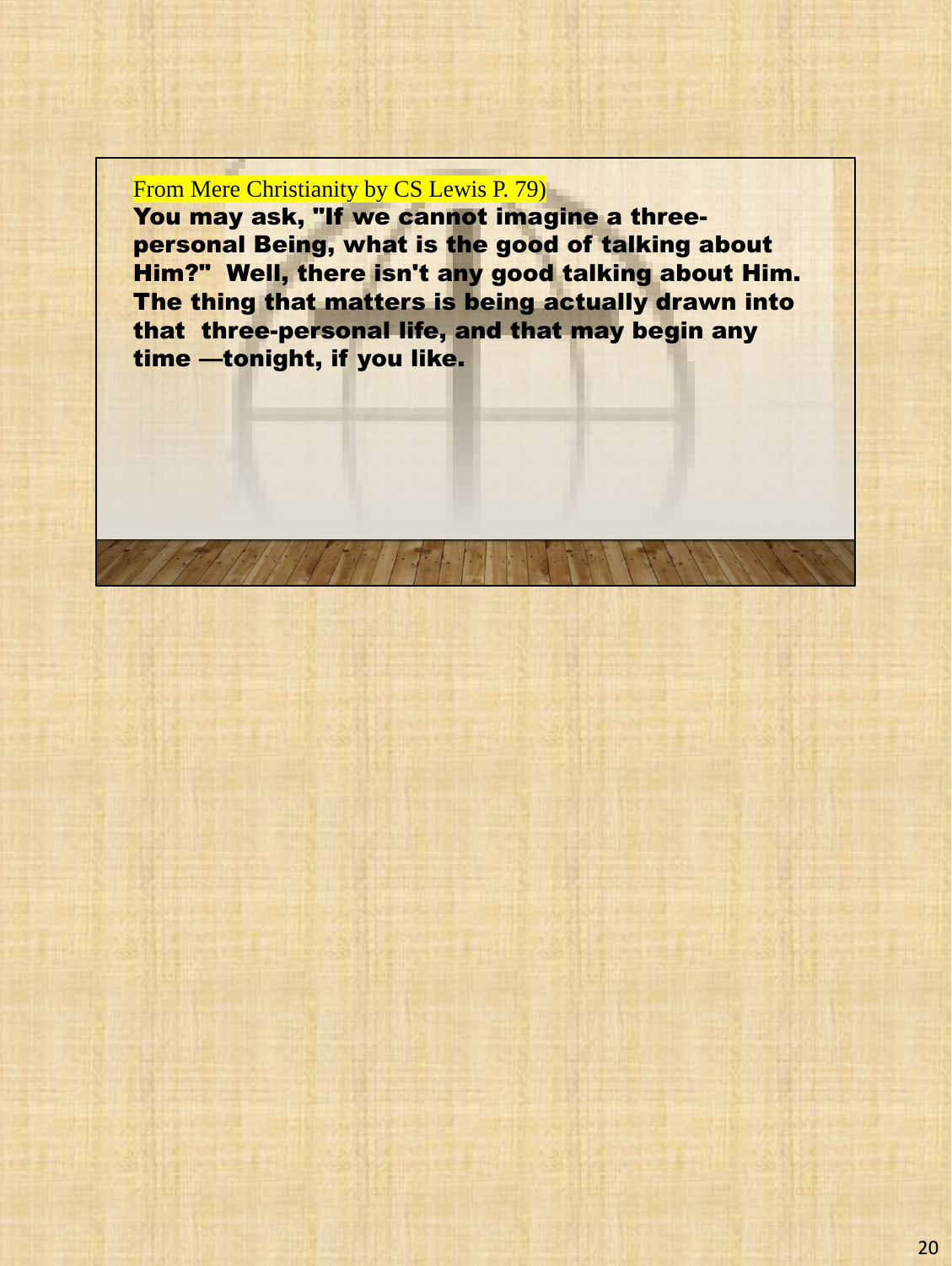From Mere Christianity by CS Lewis P. 79)

**You may ask, "If we cannot imagine a three-personal Being, what is the good of talking about Him?" Well, there isn't any good talking about Him. The thing that matters is being actually drawn into that three-personal life, and that may begin any time —tonight, if you like.**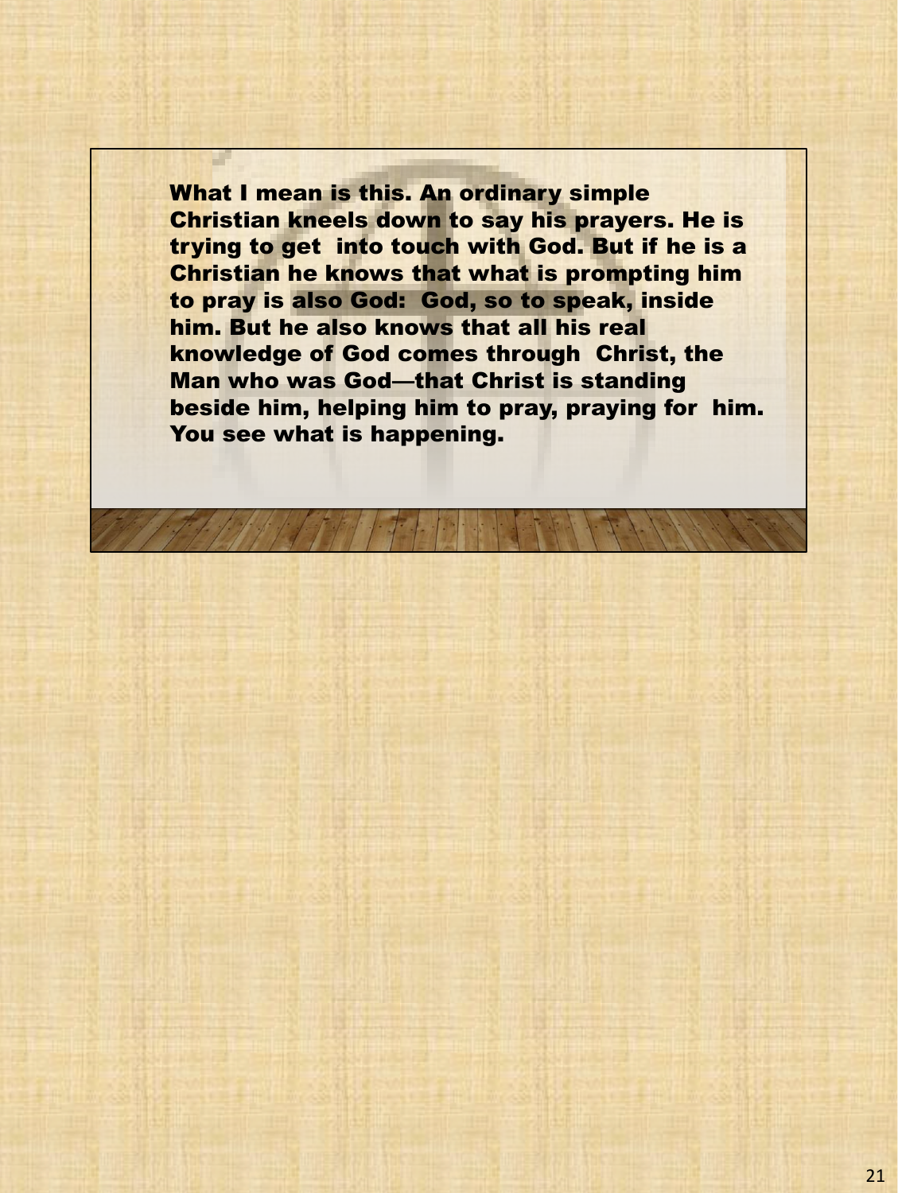**What I mean is this. An ordinary simple Christian kneels down to say his prayers. He is trying to get into touch with God. But if he is a Christian he knows that what is prompting him to pray is also God: God, so to speak, inside him. But he also knows that all his real knowledge of God comes through Christ, the Man who was God—that Christ is standing beside him, helping him to pray, praying for him. You see what is happening.**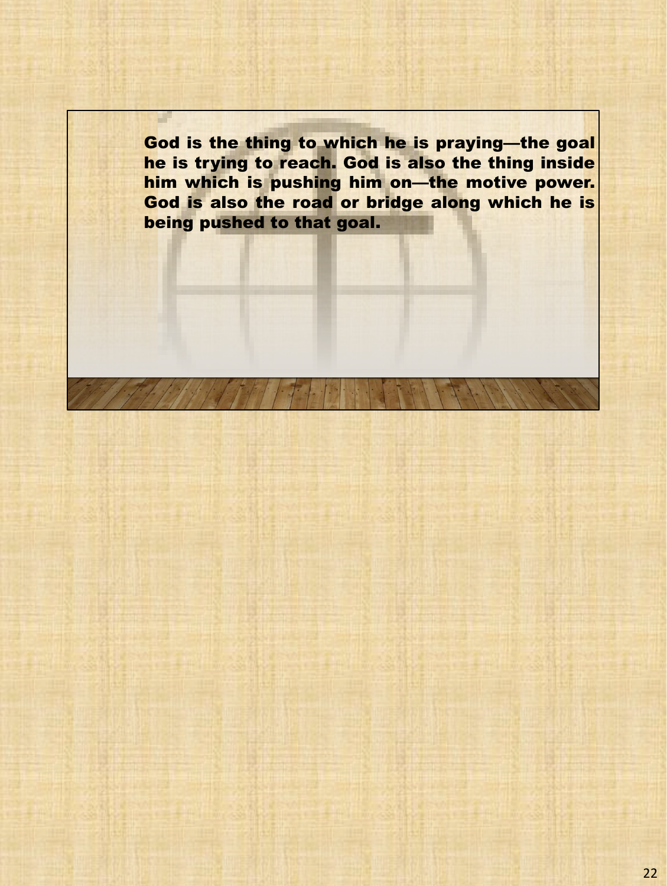**God is the thing to which he is praying—the goal he is trying to reach. God is also the thing inside him which is pushing him on—the motive power. God is also the road or bridge along which he is being pushed to that goal.**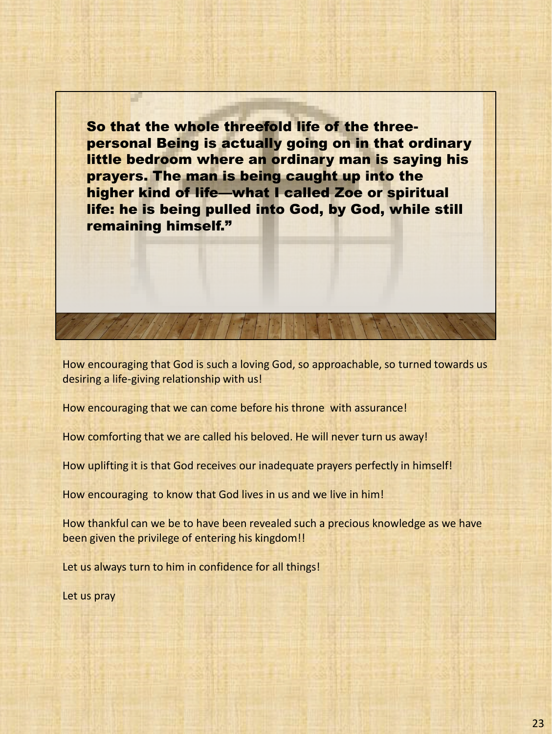**So that the whole threefold life of the three-personal Being is actually going on in that ordinary little bedroom where an ordinary man is saying his prayers. The man is being caught up into the higher kind of life—what I called Zoe or spiritual life: he is being pulled into God, by God, while still remaining himself."**

How encouraging that God is such a loving God, so approachable, so turned towards us desiring a life-giving relationship with us!

How encouraging that we can come before his throne with assurance!

How comforting that we are called his beloved. He will never turn us away!

How uplifting it is that God receives our inadequate prayers perfectly in himself!

How encouraging to know that God lives in us and we live in him!

How thankful can we be to have been revealed such a precious knowledge as we have been given the privilege of entering his kingdom!!

Let us always turn to him in confidence for all things!

Let us pray